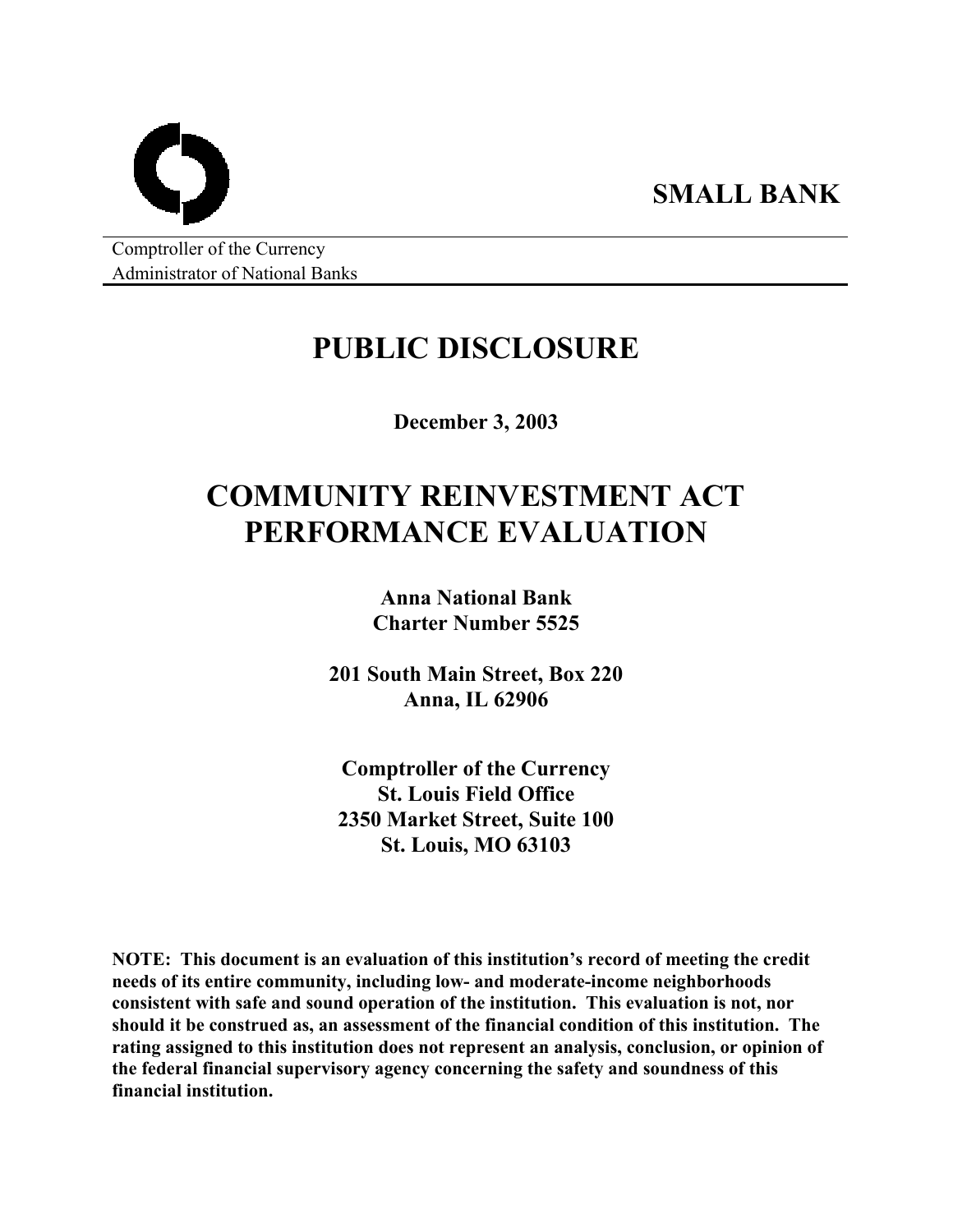**SMALL BANK**

Comptroller of the Currency
Administrator of National Banks

# PUBLIC DISCLOSURE

**December 3, 2003**

# COMMUNITY REINVESTMENT ACT PERFORMANCE EVALUATION

**Anna National Bank**
**Charter Number 5525**

**201 South Main Street, Box 220**
**Anna, IL 62906**

**Comptroller of the Currency**
**St. Louis Field Office**
**2350 Market Street, Suite 100**
**St. Louis, MO 63103**

**NOTE: This document is an evaluation of this institution's record of meeting the credit needs of its entire community, including low- and moderate-income neighborhoods consistent with safe and sound operation of the institution. This evaluation is not, nor should it be construed as, an assessment of the financial condition of this institution. The rating assigned to this institution does not represent an analysis, conclusion, or opinion of the federal financial supervisory agency concerning the safety and soundness of this financial institution.**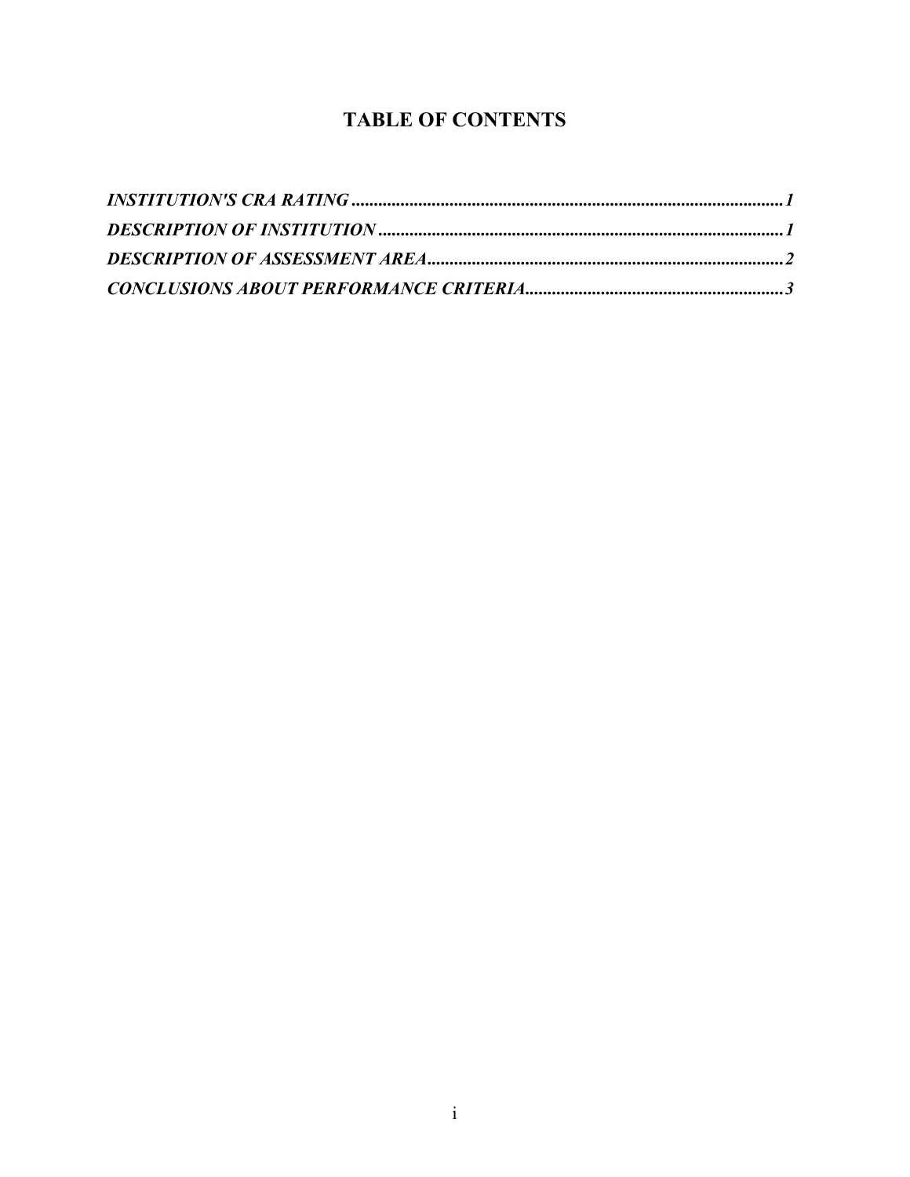# TABLE OF CONTENTS

*INSTITUTION'S CRA RATING* ................................................................................................ *1*

*DESCRIPTION OF INSTITUTION* ........................................................................................... *1*

*DESCRIPTION OF ASSESSMENT AREA* ................................................................................ *2*

*CONCLUSIONS ABOUT PERFORMANCE CRITERIA* .......................................................... *3*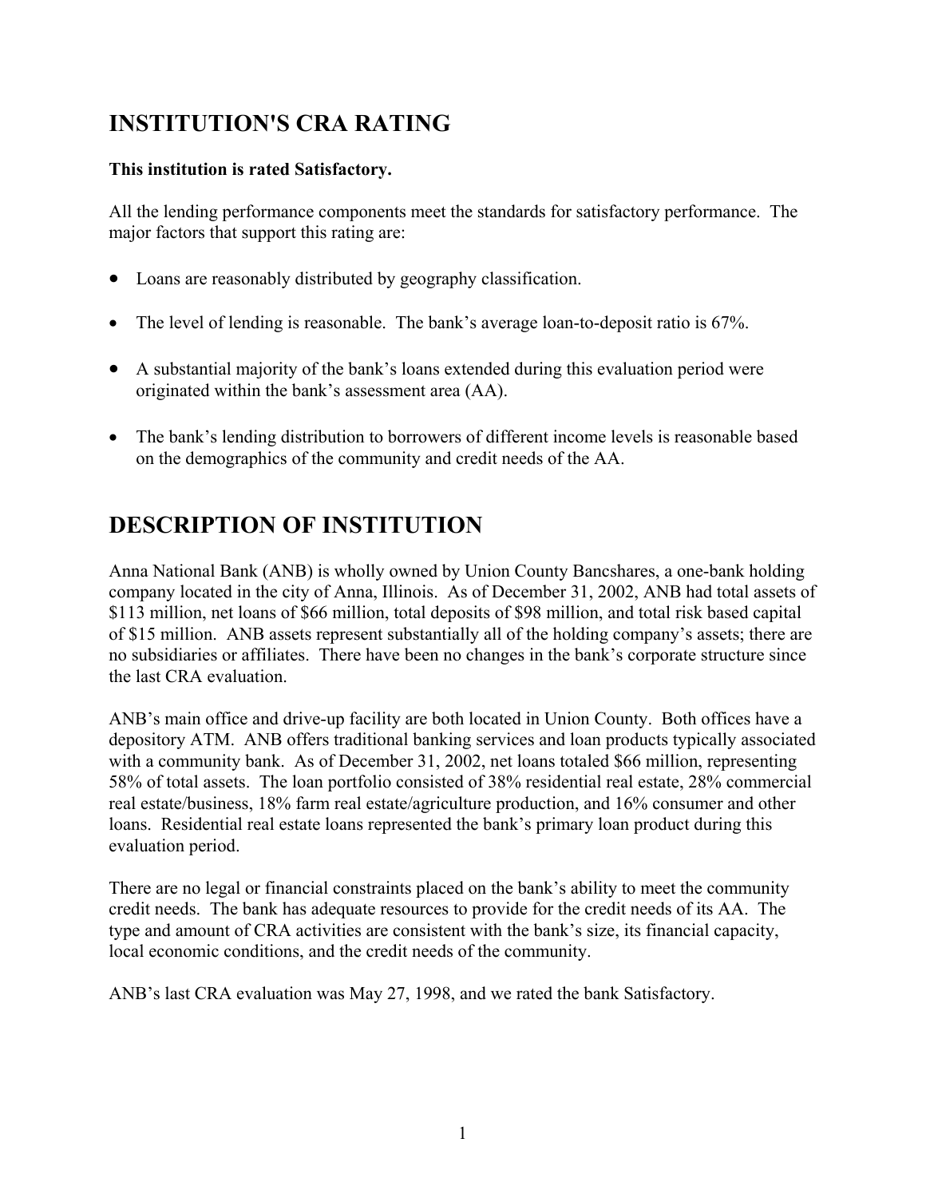# INSTITUTION'S CRA RATING

**This institution is rated Satisfactory.**

All the lending performance components meet the standards for satisfactory performance. The major factors that support this rating are:

- Loans are reasonably distributed by geography classification.
- The level of lending is reasonable. The bank's average loan-to-deposit ratio is 67%.
- A substantial majority of the bank's loans extended during this evaluation period were originated within the bank's assessment area (AA).
- The bank's lending distribution to borrowers of different income levels is reasonable based on the demographics of the community and credit needs of the AA.

# DESCRIPTION OF INSTITUTION

Anna National Bank (ANB) is wholly owned by Union County Bancshares, a one-bank holding company located in the city of Anna, Illinois. As of December 31, 2002, ANB had total assets of $113 million, net loans of $66 million, total deposits of $98 million, and total risk based capital of $15 million. ANB assets represent substantially all of the holding company's assets; there are no subsidiaries or affiliates. There have been no changes in the bank's corporate structure since the last CRA evaluation.

ANB's main office and drive-up facility are both located in Union County. Both offices have a depository ATM. ANB offers traditional banking services and loan products typically associated with a community bank. As of December 31, 2002, net loans totaled $66 million, representing 58% of total assets. The loan portfolio consisted of 38% residential real estate, 28% commercial real estate/business, 18% farm real estate/agriculture production, and 16% consumer and other loans. Residential real estate loans represented the bank's primary loan product during this evaluation period.

There are no legal or financial constraints placed on the bank's ability to meet the community credit needs. The bank has adequate resources to provide for the credit needs of its AA. The type and amount of CRA activities are consistent with the bank's size, its financial capacity, local economic conditions, and the credit needs of the community.

ANB's last CRA evaluation was May 27, 1998, and we rated the bank Satisfactory.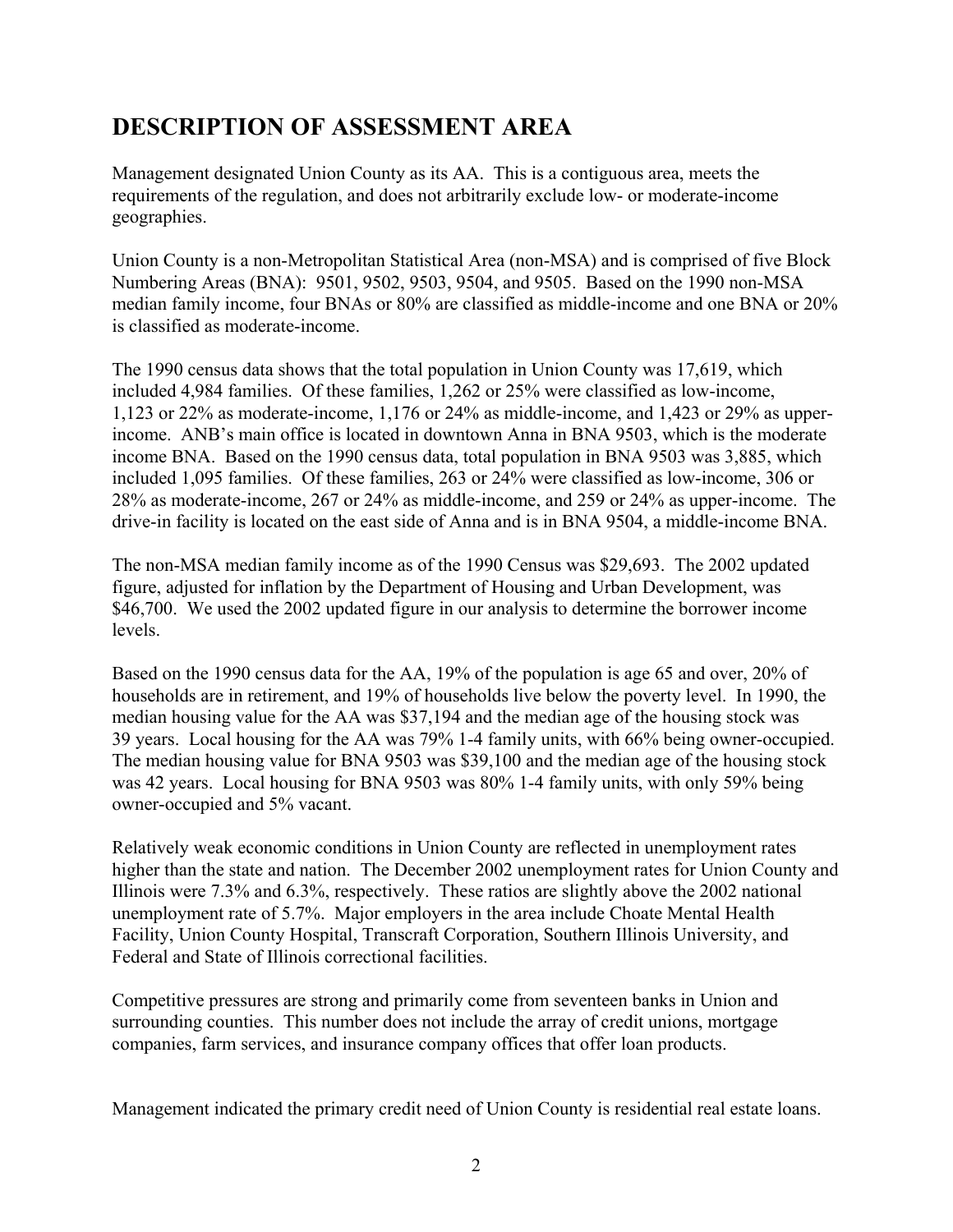## DESCRIPTION OF ASSESSMENT AREA

Management designated Union County as its AA. This is a contiguous area, meets the requirements of the regulation, and does not arbitrarily exclude low- or moderate-income geographies.

Union County is a non-Metropolitan Statistical Area (non-MSA) and is comprised of five Block Numbering Areas (BNA): 9501, 9502, 9503, 9504, and 9505. Based on the 1990 non-MSA median family income, four BNAs or 80% are classified as middle-income and one BNA or 20% is classified as moderate-income.

The 1990 census data shows that the total population in Union County was 17,619, which included 4,984 families. Of these families, 1,262 or 25% were classified as low-income, 1,123 or 22% as moderate-income, 1,176 or 24% as middle-income, and 1,423 or 29% as upper-income. ANB's main office is located in downtown Anna in BNA 9503, which is the moderate income BNA. Based on the 1990 census data, total population in BNA 9503 was 3,885, which included 1,095 families. Of these families, 263 or 24% were classified as low-income, 306 or 28% as moderate-income, 267 or 24% as middle-income, and 259 or 24% as upper-income. The drive-in facility is located on the east side of Anna and is in BNA 9504, a middle-income BNA.

The non-MSA median family income as of the 1990 Census was $29,693. The 2002 updated figure, adjusted for inflation by the Department of Housing and Urban Development, was $46,700. We used the 2002 updated figure in our analysis to determine the borrower income levels.

Based on the 1990 census data for the AA, 19% of the population is age 65 and over, 20% of households are in retirement, and 19% of households live below the poverty level. In 1990, the median housing value for the AA was $37,194 and the median age of the housing stock was 39 years. Local housing for the AA was 79% 1-4 family units, with 66% being owner-occupied. The median housing value for BNA 9503 was $39,100 and the median age of the housing stock was 42 years. Local housing for BNA 9503 was 80% 1-4 family units, with only 59% being owner-occupied and 5% vacant.

Relatively weak economic conditions in Union County are reflected in unemployment rates higher than the state and nation. The December 2002 unemployment rates for Union County and Illinois were 7.3% and 6.3%, respectively. These ratios are slightly above the 2002 national unemployment rate of 5.7%. Major employers in the area include Choate Mental Health Facility, Union County Hospital, Transcraft Corporation, Southern Illinois University, and Federal and State of Illinois correctional facilities.

Competitive pressures are strong and primarily come from seventeen banks in Union and surrounding counties. This number does not include the array of credit unions, mortgage companies, farm services, and insurance company offices that offer loan products.

Management indicated the primary credit need of Union County is residential real estate loans.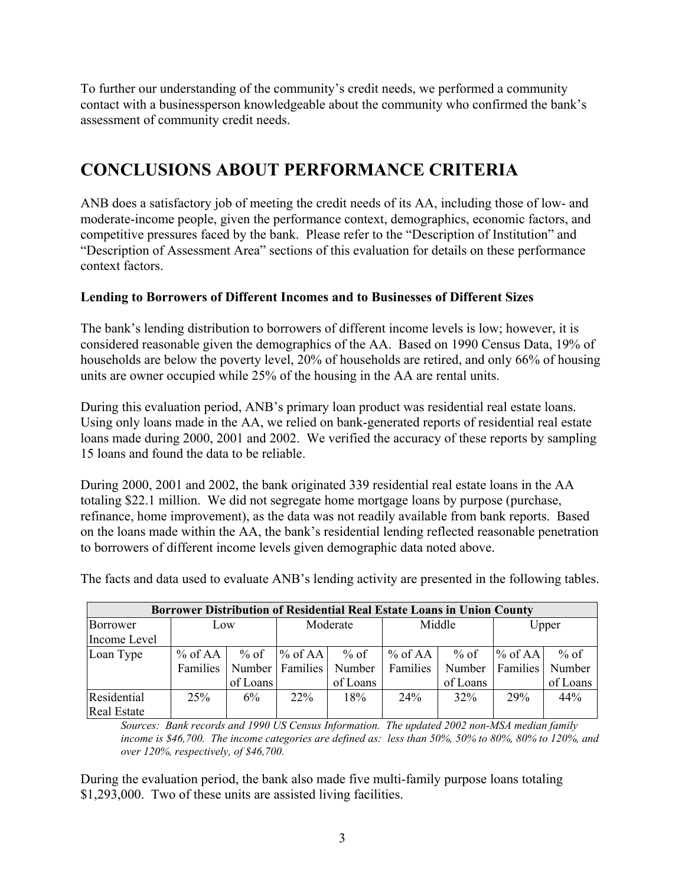To further our understanding of the community's credit needs, we performed a community contact with a businessperson knowledgeable about the community who confirmed the bank's assessment of community credit needs.

# CONCLUSIONS ABOUT PERFORMANCE CRITERIA

ANB does a satisfactory job of meeting the credit needs of its AA, including those of low- and moderate-income people, given the performance context, demographics, economic factors, and competitive pressures faced by the bank. Please refer to the "Description of Institution" and "Description of Assessment Area" sections of this evaluation for details on these performance context factors.

**Lending to Borrowers of Different Incomes and to Businesses of Different Sizes**

The bank's lending distribution to borrowers of different income levels is low; however, it is considered reasonable given the demographics of the AA. Based on 1990 Census Data, 19% of households are below the poverty level, 20% of households are retired, and only 66% of housing units are owner occupied while 25% of the housing in the AA are rental units.

During this evaluation period, ANB's primary loan product was residential real estate loans. Using only loans made in the AA, we relied on bank-generated reports of residential real estate loans made during 2000, 2001 and 2002. We verified the accuracy of these reports by sampling 15 loans and found the data to be reliable.

During 2000, 2001 and 2002, the bank originated 339 residential real estate loans in the AA totaling $22.1 million. We did not segregate home mortgage loans by purpose (purchase, refinance, home improvement), as the data was not readily available from bank reports. Based on the loans made within the AA, the bank's residential lending reflected reasonable penetration to borrowers of different income levels given demographic data noted above.

The facts and data used to evaluate ANB's lending activity are presented in the following tables.

| Borrower Distribution of Residential Real Estate Loans in Union County | | | | | | | | |
|---|---|---|---|---|---|---|---|---|
| Borrower Income Level | Low | | Moderate | | Middle | | Upper | |
| Loan Type | % of AA Families | % of Number of Loans | % of AA Families | % of Number of Loans | % of AA Families | % of Number of Loans | % of AA Families | % of Number of Loans |
| Residential Real Estate | 25% | 6% | 22% | 18% | 24% | 32% | 29% | 44% |

*Sources: Bank records and 1990 US Census Information. The updated 2002 non-MSA median family income is $46,700. The income categories are defined as: less than 50%, 50% to 80%, 80% to 120%, and over 120%, respectively, of $46,700.*

During the evaluation period, the bank also made five multi-family purpose loans totaling $1,293,000. Two of these units are assisted living facilities.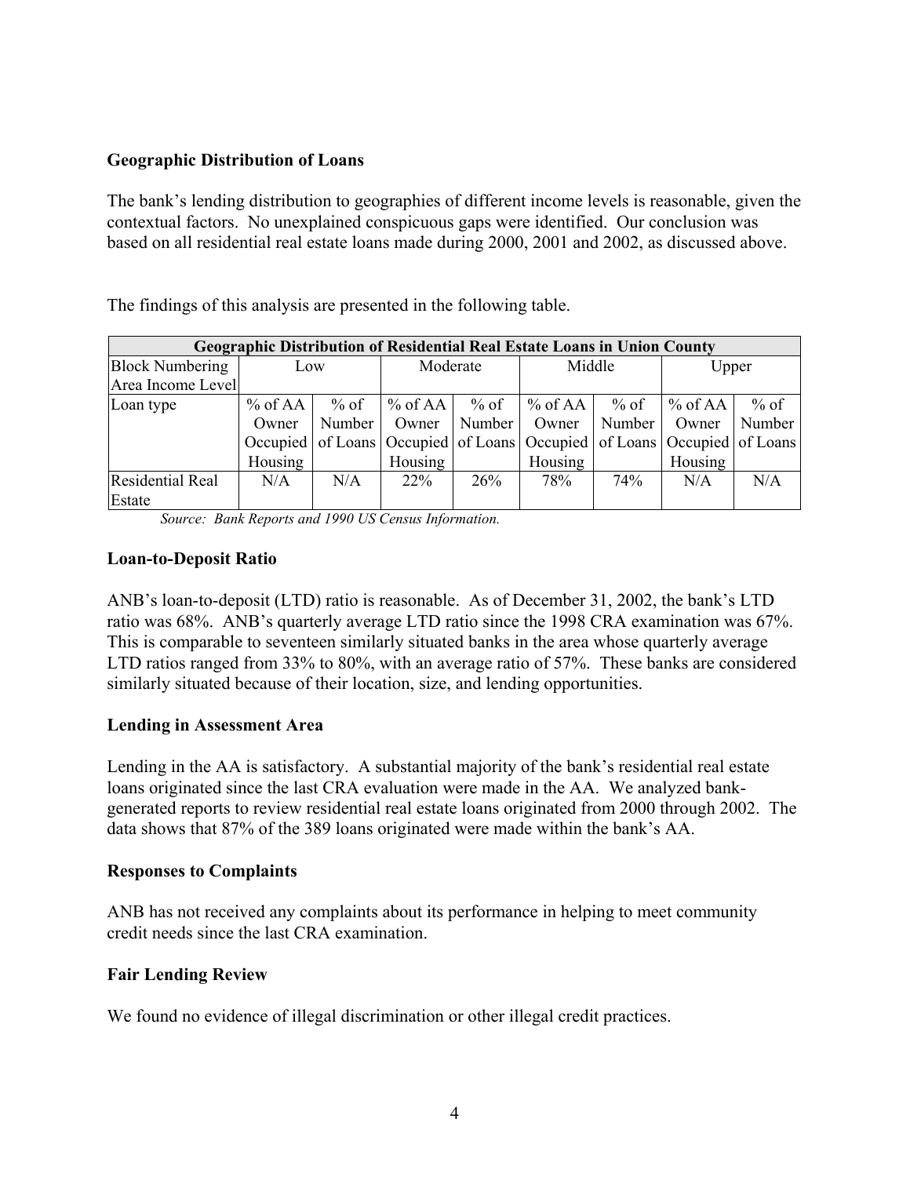**Geographic Distribution of Loans**

The bank's lending distribution to geographies of different income levels is reasonable, given the contextual factors. No unexplained conspicuous gaps were identified. Our conclusion was based on all residential real estate loans made during 2000, 2001 and 2002, as discussed above.

The findings of this analysis are presented in the following table.

| Geographic Distribution of Residential Real Estate Loans in Union County | | | | | | | | |
|---|---|---|---|---|---|---|---|---|
| Block Numbering Area Income Level | Low | | Moderate | | Middle | | Upper | |
| Loan type | % of AA Owner Occupied Housing | % of Number of Loans | % of AA Owner Occupied Housing | % of Number of Loans | % of AA Owner Occupied Housing | % of Number of Loans | % of AA Owner Occupied Housing | % of Number of Loans |
| Residential Real Estate | N/A | N/A | 22% | 26% | 78% | 74% | N/A | N/A |

*Source: Bank Reports and 1990 US Census Information.*

**Loan-to-Deposit Ratio**

ANB's loan-to-deposit (LTD) ratio is reasonable. As of December 31, 2002, the bank's LTD ratio was 68%. ANB's quarterly average LTD ratio since the 1998 CRA examination was 67%. This is comparable to seventeen similarly situated banks in the area whose quarterly average LTD ratios ranged from 33% to 80%, with an average ratio of 57%. These banks are considered similarly situated because of their location, size, and lending opportunities.

**Lending in Assessment Area**

Lending in the AA is satisfactory. A substantial majority of the bank's residential real estate loans originated since the last CRA evaluation were made in the AA. We analyzed bank-generated reports to review residential real estate loans originated from 2000 through 2002. The data shows that 87% of the 389 loans originated were made within the bank's AA.

**Responses to Complaints**

ANB has not received any complaints about its performance in helping to meet community credit needs since the last CRA examination.

**Fair Lending Review**

We found no evidence of illegal discrimination or other illegal credit practices.